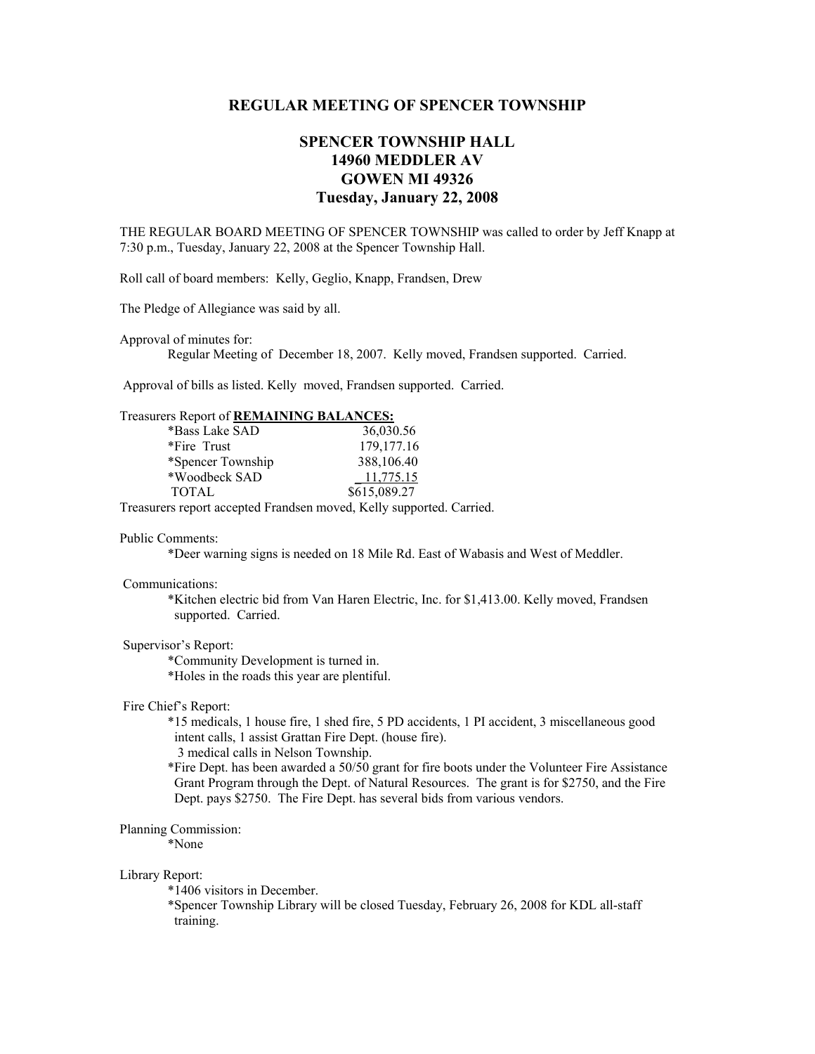# REGULAR MEETING OF SPENCER TOWNSHIP

## SPENCER TOWNSHIP HALL
## 14960 MEDDLER AV
## GOWEN MI 49326
## Tuesday, January 22, 2008

THE REGULAR BOARD MEETING OF SPENCER TOWNSHIP was called to order by Jeff Knapp at 7:30 p.m., Tuesday, January 22, 2008 at the Spencer Township Hall.

Roll call of board members: Kelly, Geglio, Knapp, Frandsen, Drew

The Pledge of Allegiance was said by all.

Approval of minutes for:

Regular Meeting of December 18, 2007. Kelly moved, Frandsen supported. Carried.

Approval of bills as listed. Kelly moved, Frandsen supported. Carried.

Treasurers Report of **REMAINING BALANCES:**

| | |
|---|---|
| *Bass Lake SAD | 36,030.56 |
| *Fire Trust | 179,177.16 |
| *Spencer Township | 388,106.40 |
| *Woodbeck SAD | 11,775.15 |
| TOTAL | $615,089.27 |

Treasurers report accepted Frandsen moved, Kelly supported. Carried.

Public Comments:

*Deer warning signs is needed on 18 Mile Rd. East of Wabasis and West of Meddler.

Communications:

*Kitchen electric bid from Van Haren Electric, Inc. for $1,413.00. Kelly moved, Frandsen supported. Carried.

Supervisor's Report:

*Community Development is turned in.
*Holes in the roads this year are plentiful.

Fire Chief's Report:

*15 medicals, 1 house fire, 1 shed fire, 5 PD accidents, 1 PI accident, 3 miscellaneous good intent calls, 1 assist Grattan Fire Dept. (house fire).
3 medical calls in Nelson Township.
*Fire Dept. has been awarded a 50/50 grant for fire boots under the Volunteer Fire Assistance Grant Program through the Dept. of Natural Resources. The grant is for $2750, and the Fire Dept. pays $2750. The Fire Dept. has several bids from various vendors.

Planning Commission:

*None

Library Report:

*1406 visitors in December.
*Spencer Township Library will be closed Tuesday, February 26, 2008 for KDL all-staff training.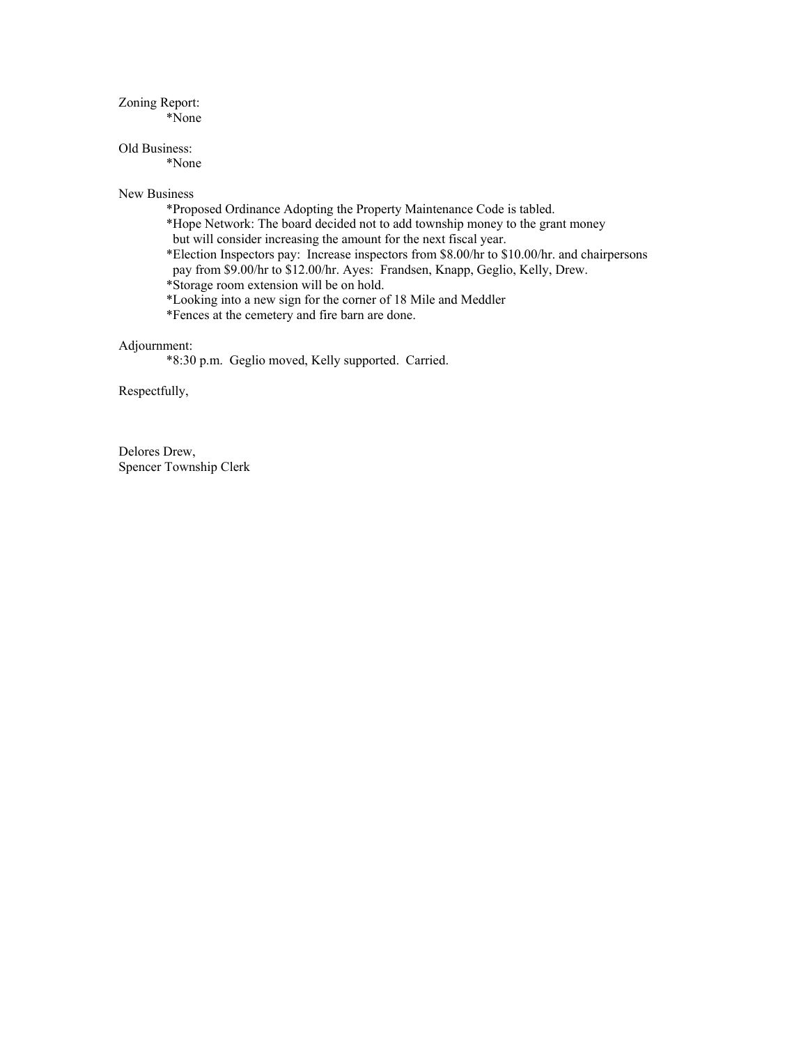Zoning Report:

*None

Old Business:

*None

New Business

*Proposed Ordinance Adopting the Property Maintenance Code is tabled.

*Hope Network: The board decided not to add township money to the grant money but will consider increasing the amount for the next fiscal year.

*Election Inspectors pay: Increase inspectors from $8.00/hr to $10.00/hr. and chairpersons pay from $9.00/hr to $12.00/hr. Ayes: Frandsen, Knapp, Geglio, Kelly, Drew.

*Storage room extension will be on hold.

*Looking into a new sign for the corner of 18 Mile and Meddler

*Fences at the cemetery and fire barn are done.

Adjournment:

*8:30 p.m. Geglio moved, Kelly supported. Carried.

Respectfully,

Delores Drew,
Spencer Township Clerk